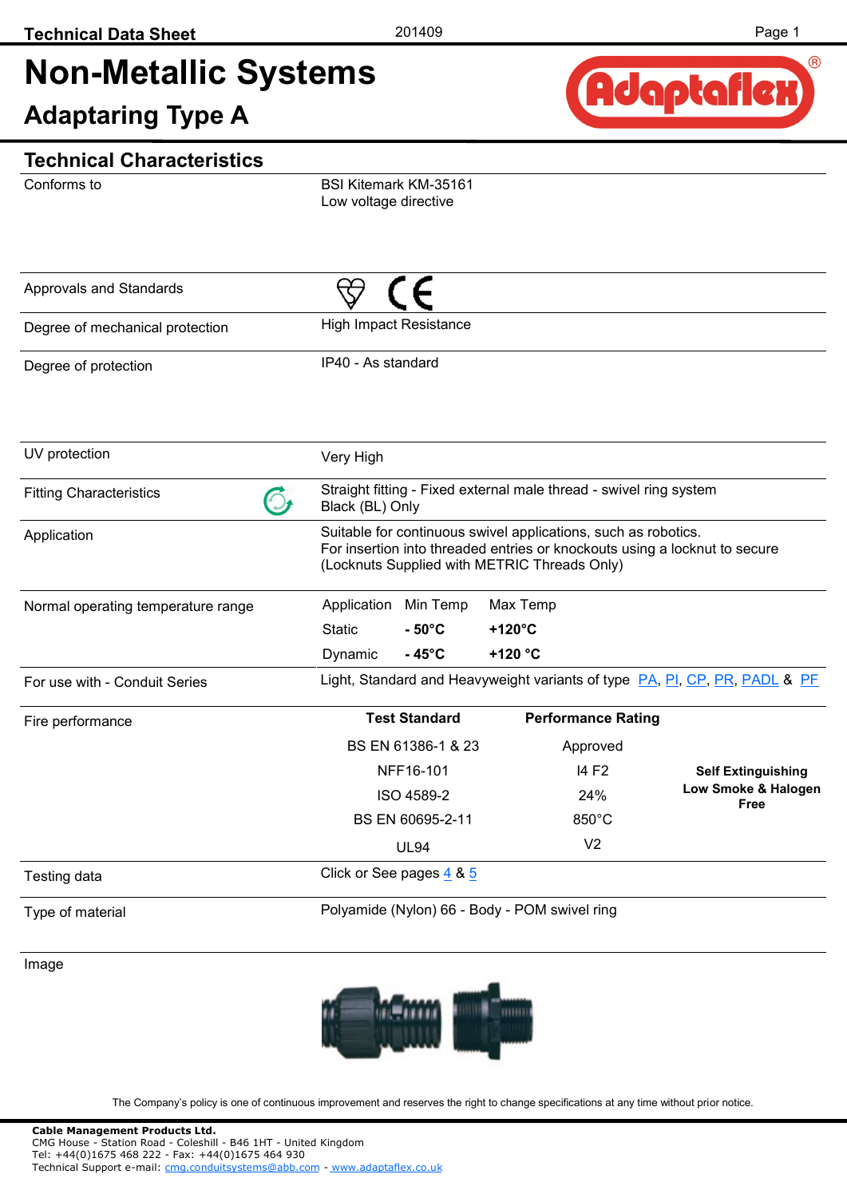# Non-Metallic Systems

## Adaptaring Type A

### Technical Characteristics

| | |
|---|---|
| Conforms to | BSI Kitemark KM-35161<br>Low voltage directive |
| Approvals and Standards | |
| Degree of mechanical protection | High Impact Resistance |
| Degree of protection | IP40 - As standard |
| UV protection | Very High |
| Fitting Characteristics | Straight fitting - Fixed external male thread - swivel ring system<br>Black (BL) Only |
| Application | Suitable for continuous swivel applications, such as robotics.<br>For insertion into threaded entries or knockouts using a locknut to secure<br>(Locknuts Supplied with METRIC Threads Only) |
| Normal operating temperature range | see below |
| For use with - Conduit Series | Light, Standard and Heavyweight variants of type PA, PI, CP, PR, PADL & PF |
| Fire performance | see below |
| Testing data | Click or See pages 4 & 5 |
| Type of material | Polyamide (Nylon) 66 - Body - POM swivel ring |
| Image | |

**Normal operating temperature range**

| Application | Min Temp | Max Temp |
|---|---|---|
| Static | **- 50°C** | **+120°C** |
| Dynamic | **- 45°C** | **+120 °C** |

**Fire performance**

| Test Standard | Performance Rating | |
|---|---|---|
| BS EN 61386-1 & 23 | Approved | |
| NFF16-101 | I4 F2 | **Self Extinguishing** |
| ISO 4589-2 | 24% | **Low Smoke & Halogen Free** |
| BS EN 60695-2-11 | 850°C | |
| UL94 | V2 | |

The Company's policy is one of continuous improvement and reserves the right to change specifications at any time without prior notice.

**Cable Management Products Ltd.**
CMG House - Station Road - Coleshill - B46 1HT - United Kingdom
Tel: +44(0)1675 468 222 - Fax: +44(0)1675 464 930
Technical Support e-mail: cmg.conduitsystems@abb.com - www.adaptaflex.co.uk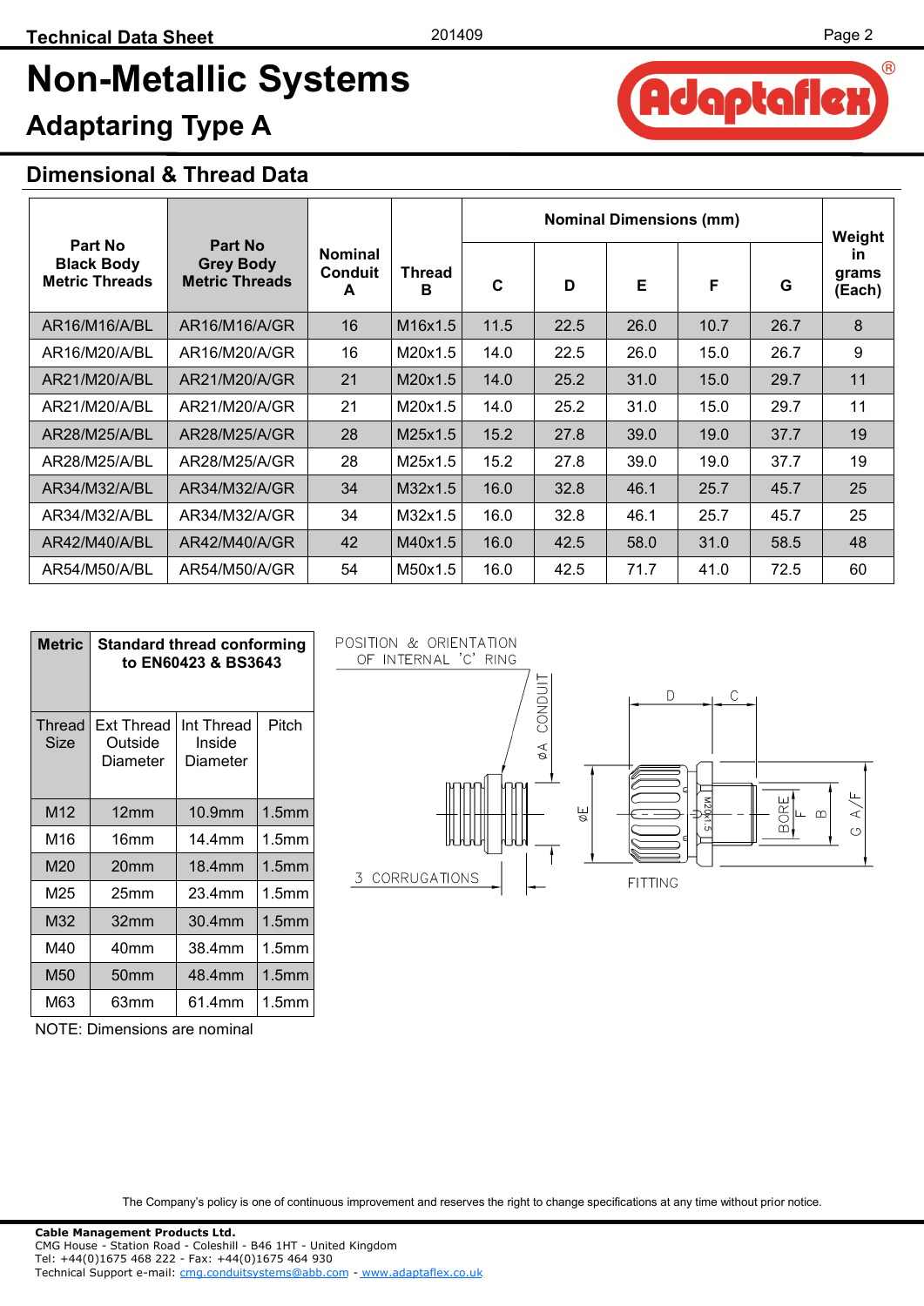# Non-Metallic Systems

## Adaptaring Type A

### Dimensional & Thread Data

| Part No Black Body Metric Threads | Part No Grey Body Metric Threads | Nominal Conduit A | Thread B | Nominal Dimensions (mm) | | | | | Weight in grams (Each) |
|---|---|---|---|---|---|---|---|---|---|
| | | | | C | D | E | F | G | |
| AR16/M16/A/BL | AR16/M16/A/GR | 16 | M16x1.5 | 11.5 | 22.5 | 26.0 | 10.7 | 26.7 | 8 |
| AR16/M20/A/BL | AR16/M20/A/GR | 16 | M20x1.5 | 14.0 | 22.5 | 26.0 | 15.0 | 26.7 | 9 |
| AR21/M20/A/BL | AR21/M20/A/GR | 21 | M20x1.5 | 14.0 | 25.2 | 31.0 | 15.0 | 29.7 | 11 |
| AR21/M20/A/BL | AR21/M20/A/GR | 21 | M20x1.5 | 14.0 | 25.2 | 31.0 | 15.0 | 29.7 | 11 |
| AR28/M25/A/BL | AR28/M25/A/GR | 28 | M25x1.5 | 15.2 | 27.8 | 39.0 | 19.0 | 37.7 | 19 |
| AR28/M25/A/BL | AR28/M25/A/GR | 28 | M25x1.5 | 15.2 | 27.8 | 39.0 | 19.0 | 37.7 | 19 |
| AR34/M32/A/BL | AR34/M32/A/GR | 34 | M32x1.5 | 16.0 | 32.8 | 46.1 | 25.7 | 45.7 | 25 |
| AR34/M32/A/BL | AR34/M32/A/GR | 34 | M32x1.5 | 16.0 | 32.8 | 46.1 | 25.7 | 45.7 | 25 |
| AR42/M40/A/BL | AR42/M40/A/GR | 42 | M40x1.5 | 16.0 | 42.5 | 58.0 | 31.0 | 58.5 | 48 |
| AR54/M50/A/BL | AR54/M50/A/GR | 54 | M50x1.5 | 16.0 | 42.5 | 71.7 | 41.0 | 72.5 | 60 |

| Metric | Standard thread conforming to EN60423 & BS3643 | | |
|---|---|---|---|
| Thread Size | Ext Thread Outside Diameter | Int Thread Inside Diameter | Pitch |
| M12 | 12mm | 10.9mm | 1.5mm |
| M16 | 16mm | 14.4mm | 1.5mm |
| M20 | 20mm | 18.4mm | 1.5mm |
| M25 | 25mm | 23.4mm | 1.5mm |
| M32 | 32mm | 30.4mm | 1.5mm |
| M40 | 40mm | 38.4mm | 1.5mm |
| M50 | 50mm | 48.4mm | 1.5mm |
| M63 | 63mm | 61.4mm | 1.5mm |

NOTE: Dimensions are nominal

POSITION & ORIENTATION OF INTERNAL 'C' RING

ØA CONDUIT

3 CORRUGATIONS

ØE

D C

BORE F B G A/F

FITTING

The Company's policy is one of continuous improvement and reserves the right to change specifications at any time without prior notice.

**Cable Management Products Ltd.**
CMG House - Station Road - Coleshill - B46 1HT - United Kingdom
Tel: +44(0)1675 468 222 - Fax: +44(0)1675 464 930
Technical Support e-mail: cmg.conduitsystems@abb.com - www.adaptaflex.co.uk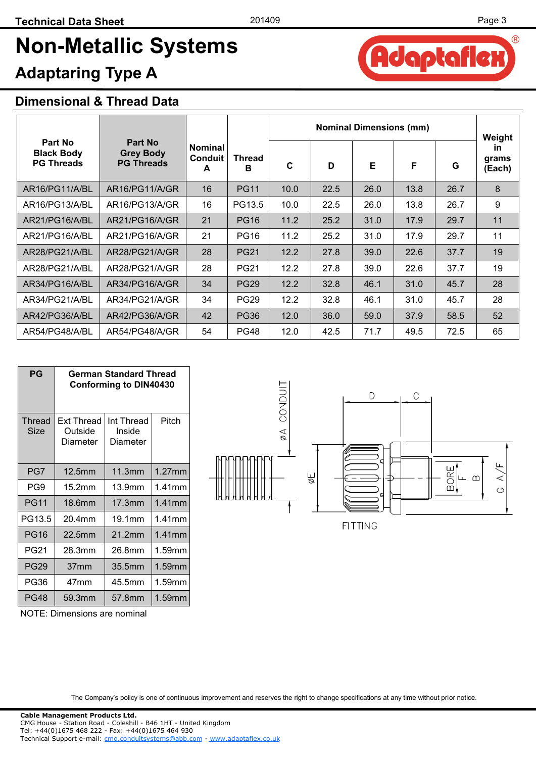# Non-Metallic Systems

## Adaptaring Type A

### Dimensional & Thread Data

| Part No Black Body PG Threads | Part No Grey Body PG Threads | Nominal Conduit A | Thread B | Nominal Dimensions (mm) | | | | | Weight in grams (Each) |
|---|---|---|---|---|---|---|---|---|---|
| | | | | C | D | E | F | G | |
| AR16/PG11/A/BL | AR16/PG11/A/GR | 16 | PG11 | 10.0 | 22.5 | 26.0 | 13.8 | 26.7 | 8 |
| AR16/PG13/A/BL | AR16/PG13/A/GR | 16 | PG13.5 | 10.0 | 22.5 | 26.0 | 13.8 | 26.7 | 9 |
| AR21/PG16/A/BL | AR21/PG16/A/GR | 21 | PG16 | 11.2 | 25.2 | 31.0 | 17.9 | 29.7 | 11 |
| AR21/PG16/A/BL | AR21/PG16/A/GR | 21 | PG16 | 11.2 | 25.2 | 31.0 | 17.9 | 29.7 | 11 |
| AR28/PG21/A/BL | AR28/PG21/A/GR | 28 | PG21 | 12.2 | 27.8 | 39.0 | 22.6 | 37.7 | 19 |
| AR28/PG21/A/BL | AR28/PG21/A/GR | 28 | PG21 | 12.2 | 27.8 | 39.0 | 22.6 | 37.7 | 19 |
| AR34/PG16/A/BL | AR34/PG16/A/GR | 34 | PG29 | 12.2 | 32.8 | 46.1 | 31.0 | 45.7 | 28 |
| AR34/PG21/A/BL | AR34/PG21/A/GR | 34 | PG29 | 12.2 | 32.8 | 46.1 | 31.0 | 45.7 | 28 |
| AR42/PG36/A/BL | AR42/PG36/A/GR | 42 | PG36 | 12.0 | 36.0 | 59.0 | 37.9 | 58.5 | 52 |
| AR54/PG48/A/BL | AR54/PG48/A/GR | 54 | PG48 | 12.0 | 42.5 | 71.7 | 49.5 | 72.5 | 65 |

| PG | German Standard Thread Conforming to DIN40430 | | |
|---|---|---|---|
| Thread Size | Ext Thread Outside Diameter | Int Thread Inside Diameter | Pitch |
| PG7 | 12.5mm | 11.3mm | 1.27mm |
| PG9 | 15.2mm | 13.9mm | 1.41mm |
| PG11 | 18.6mm | 17.3mm | 1.41mm |
| PG13.5 | 20.4mm | 19.1mm | 1.41mm |
| PG16 | 22.5mm | 21.2mm | 1.41mm |
| PG21 | 28.3mm | 26.8mm | 1.59mm |
| PG29 | 37mm | 35.5mm | 1.59mm |
| PG36 | 47mm | 45.5mm | 1.59mm |
| PG48 | 59.3mm | 57.8mm | 1.59mm |

NOTE: Dimensions are nominal

FITTING

The Company's policy is one of continuous improvement and reserves the right to change specifications at any time without prior notice.

**Cable Management Products Ltd.**
CMG House - Station Road - Coleshill - B46 1HT - United Kingdom
Tel: +44(0)1675 468 222 - Fax: +44(0)1675 464 930
Technical Support e-mail: cmg.conduitsystems@abb.com - www.adaptaflex.co.uk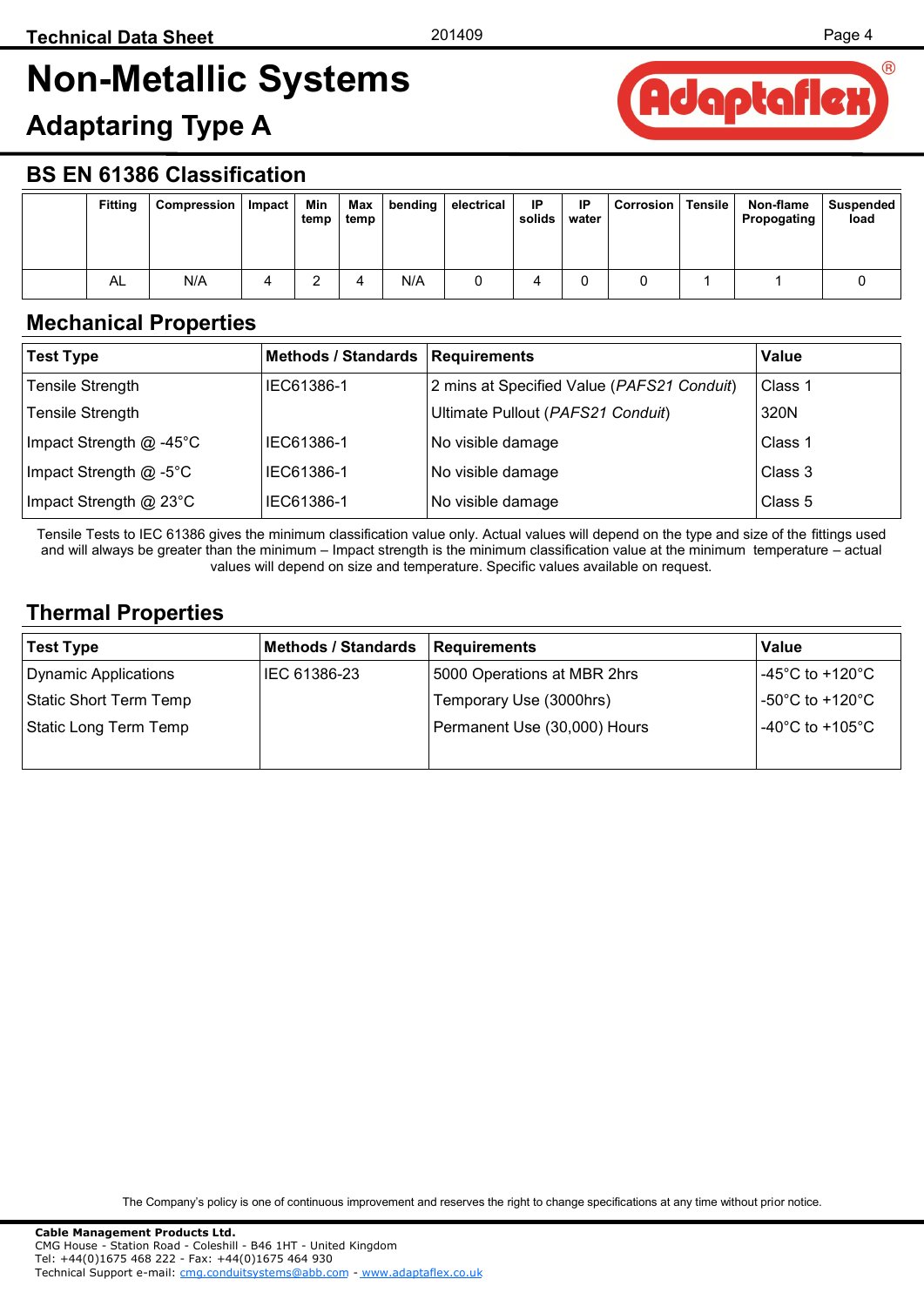# Non-Metallic Systems

## Adaptaring Type A

## BS EN 61386 Classification

| | Fitting | Compression | Impact | Min temp | Max temp | bending | electrical | IP solids | IP water | Corrosion | Tensile | Non-flame Propogating | Suspended load |
|---|---|---|---|---|---|---|---|---|---|---|---|---|---|
| | AL | N/A | 4 | 2 | 4 | N/A | 0 | 4 | 0 | 0 | 1 | 1 | 0 |

## Mechanical Properties

| Test Type | Methods / Standards | Requirements | Value |
|---|---|---|---|
| Tensile Strength | IEC61386-1 | 2 mins at Specified Value (*PAFS21 Conduit*) | Class 1 |
| Tensile Strength | | Ultimate Pullout (*PAFS21 Conduit*) | 320N |
| Impact Strength @ -45°C | IEC61386-1 | No visible damage | Class 1 |
| Impact Strength @ -5°C | IEC61386-1 | No visible damage | Class 3 |
| Impact Strength @ 23°C | IEC61386-1 | No visible damage | Class 5 |

Tensile Tests to IEC 61386 gives the minimum classification value only. Actual values will depend on the type and size of the fittings used and will always be greater than the minimum – Impact strength is the minimum classification value at the minimum temperature – actual values will depend on size and temperature. Specific values available on request.

## Thermal Properties

| Test Type | Methods / Standards | Requirements | Value |
|---|---|---|---|
| Dynamic Applications | IEC 61386-23 | 5000 Operations at MBR 2hrs | -45°C to +120°C |
| Static Short Term Temp | | Temporary Use (3000hrs) | -50°C to +120°C |
| Static Long Term Temp | | Permanent Use (30,000) Hours | -40°C to +105°C |

The Company's policy is one of continuous improvement and reserves the right to change specifications at any time without prior notice.

**Cable Management Products Ltd.**
CMG House - Station Road - Coleshill - B46 1HT - United Kingdom
Tel: +44(0)1675 468 222 - Fax: +44(0)1675 464 930
Technical Support e-mail: cmg.conduitsystems@abb.com - www.adaptaflex.co.uk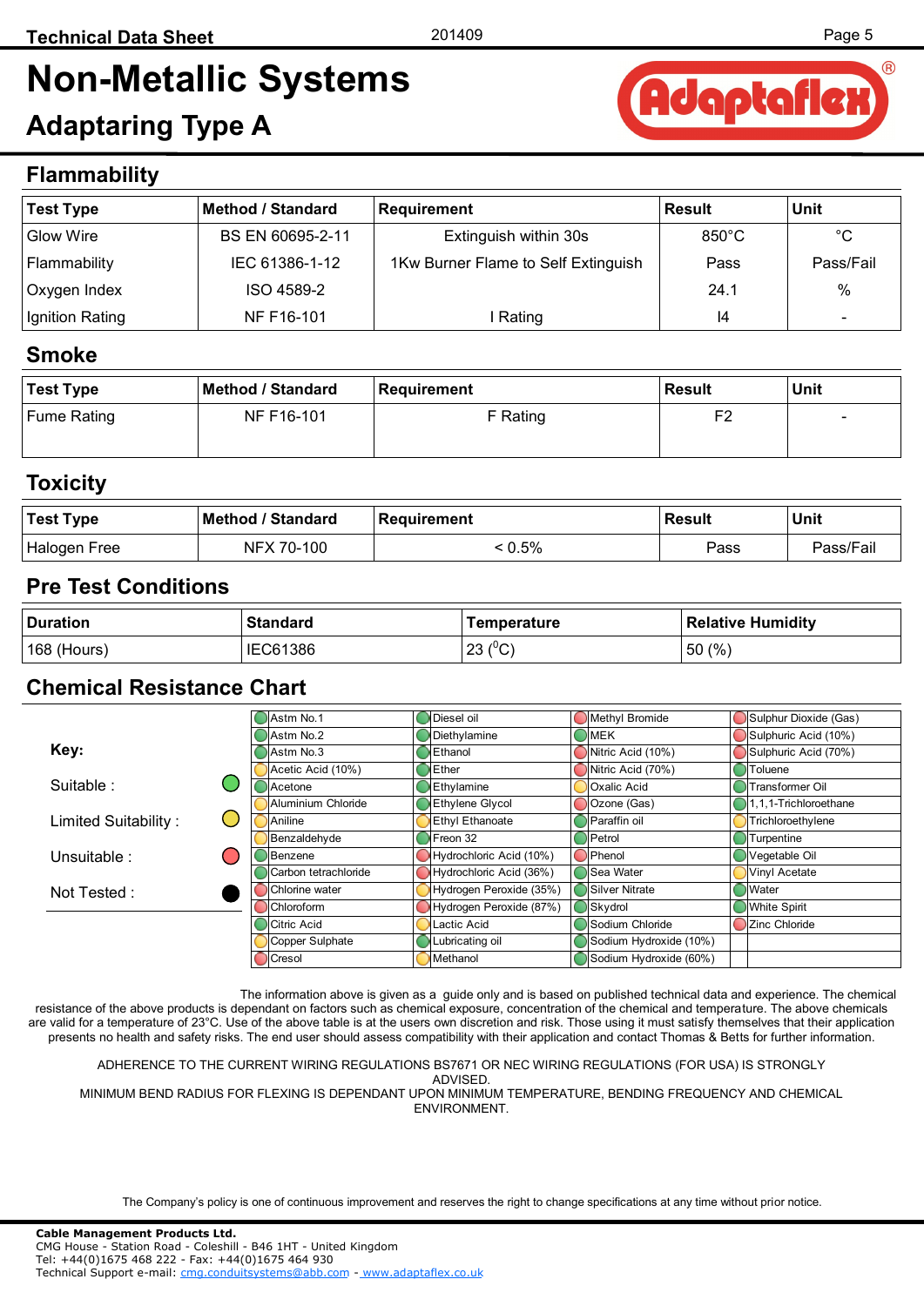# Non-Metallic Systems

## Adaptaring Type A

## Flammability

| Test Type | Method / Standard | Requirement | Result | Unit |
|---|---|---|---|---|
| Glow Wire | BS EN 60695-2-11 | Extinguish within 30s | 850°C | °C |
| Flammability | IEC 61386-1-12 | 1Kw Burner Flame to Self Extinguish | Pass | Pass/Fail |
| Oxygen Index | ISO 4589-2 | | 24.1 | % |
| Ignition Rating | NF F16-101 | I Rating | I4 | - |

## Smoke

| Test Type | Method / Standard | Requirement | Result | Unit |
|---|---|---|---|---|
| Fume Rating | NF F16-101 | F Rating | F2 | - |

## Toxicity

| Test Type | Method / Standard | Requirement | Result | Unit |
|---|---|---|---|---|
| Halogen Free | NFX 70-100 | < 0.5% | Pass | Pass/Fail |

## Pre Test Conditions

| Duration | Standard | Temperature | Relative Humidity |
|---|---|---|---|
| 168 (Hours) | IEC61386 | 23 ($^0$C) | 50 (%) |

## Chemical Resistance Chart

**Key:**

- Suitable : (green)
- Limited Suitability : (yellow)
- Unsuitable : (red)
- Not Tested : (black)

| Chemical | Rating | Chemical | Rating | Chemical | Rating | Chemical | Rating |
|---|---|---|---|---|---|---|---|
| Astm No.1 | Suitable | Diesel oil | Suitable | Methyl Bromide | Unsuitable | Sulphur Dioxide (Gas) | Unsuitable |
| Astm No.2 | Suitable | Diethylamine | Suitable | MEK | Suitable | Sulphuric Acid (10%) | Unsuitable |
| Astm No.3 | Suitable | Ethanol | Suitable | Nitric Acid (10%) | Unsuitable | Sulphuric Acid (70%) | Unsuitable |
| Acetic Acid (10%) | Limited Suitability | Ether | Suitable | Nitric Acid (70%) | Unsuitable | Toluene | Suitable |
| Acetone | Suitable | Ethylamine | Suitable | Oxalic Acid | Limited Suitability | Transformer Oil | Suitable |
| Aluminium Chloride | Limited Suitability | Ethylene Glycol | Suitable | Ozone (Gas) | Unsuitable | 1,1,1-Trichloroethane | Suitable |
| Aniline | Limited Suitability | Ethyl Ethanoate | Limited Suitability | Paraffin oil | Suitable | Trichloroethylene | Limited Suitability |
| Benzaldehyde | Limited Suitability | Freon 32 | Suitable | Petrol | Suitable | Turpentine | Suitable |
| Benzene | Suitable | Hydrochloric Acid (10%) | Unsuitable | Phenol | Unsuitable | Vegetable Oil | Suitable |
| Carbon tetrachloride | Suitable | Hydrochloric Acid (36%) | Unsuitable | Sea Water | Unsuitable | Vinyl Acetate | Limited Suitability |
| Chlorine water | Unsuitable | Hydrogen Peroxide (35%) | Limited Suitability | Silver Nitrate | Suitable | Water | Suitable |
| Chloroform | Unsuitable | Hydrogen Peroxide (87%) | Unsuitable | Skydrol | Suitable | White Spirit | Suitable |
| Citric Acid | Suitable | Lactic Acid | Limited Suitability | Sodium Chloride | Suitable | Zinc Chloride | Unsuitable |
| Copper Sulphate | Limited Suitability | Lubricating oil | Suitable | Sodium Hydroxide (10%) | Suitable | | |
| Cresol | Unsuitable | Methanol | Limited Suitability | Sodium Hydroxide (60%) | Suitable | | |

The information above is given as a guide only and is based on published technical data and experience. The chemical resistance of the above products is dependant on factors such as chemical exposure, concentration of the chemical and temperature. The above chemicals are valid for a temperature of 23°C. Use of the above table is at the users own discretion and risk. Those using it must satisfy themselves that their application presents no health and safety risks. The end user should assess compatibility with their application and contact Thomas & Betts for further information.

ADHERENCE TO THE CURRENT WIRING REGULATIONS BS7671 OR NEC WIRING REGULATIONS (FOR USA) IS STRONGLY ADVISED.
MINIMUM BEND RADIUS FOR FLEXING IS DEPENDANT UPON MINIMUM TEMPERATURE, BENDING FREQUENCY AND CHEMICAL ENVIRONMENT.

The Company's policy is one of continuous improvement and reserves the right to change specifications at any time without prior notice.